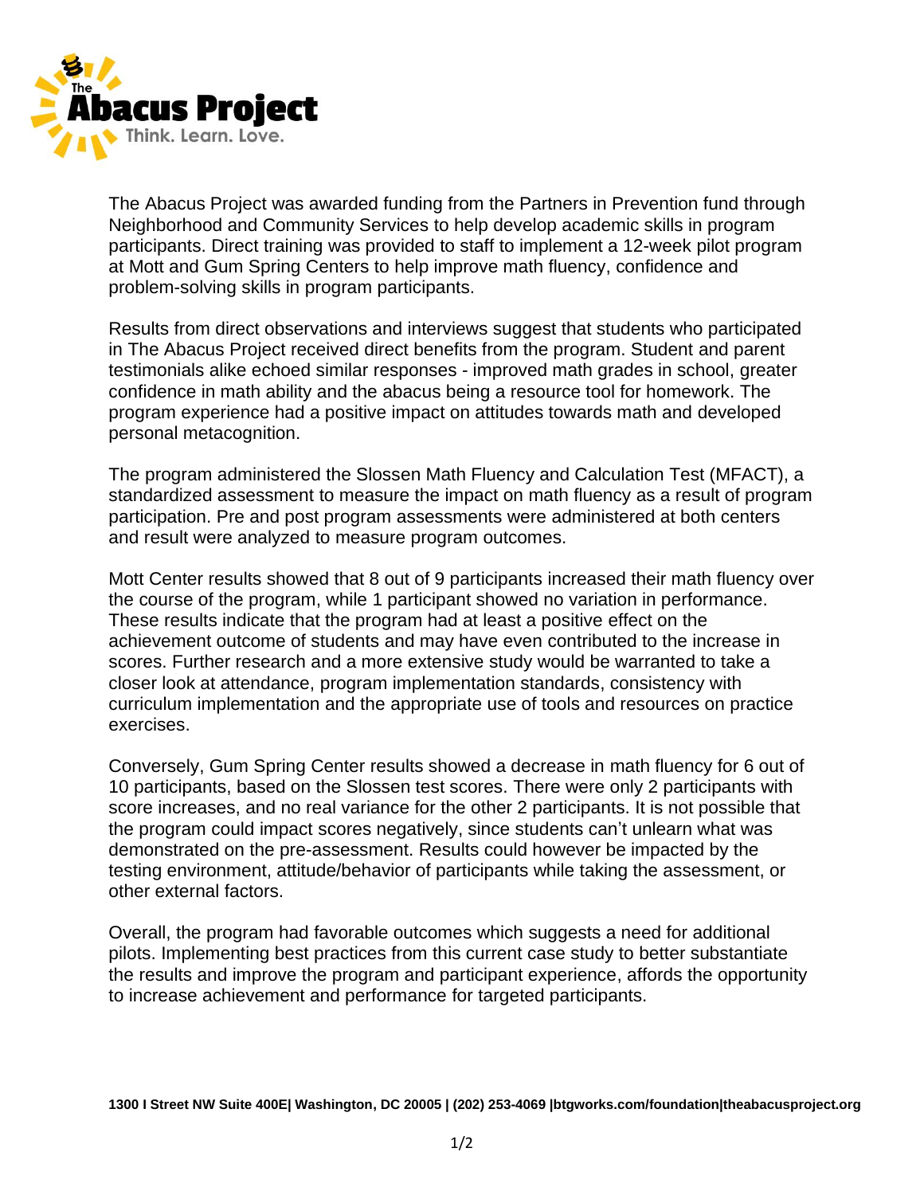# The Abacus Project

Think. Learn. Love.

The Abacus Project was awarded funding from the Partners in Prevention fund through Neighborhood and Community Services to help develop academic skills in program participants. Direct training was provided to staff to implement a 12-week pilot program at Mott and Gum Spring Centers to help improve math fluency, confidence and problem-solving skills in program participants.

Results from direct observations and interviews suggest that students who participated in The Abacus Project received direct benefits from the program. Student and parent testimonials alike echoed similar responses - improved math grades in school, greater confidence in math ability and the abacus being a resource tool for homework. The program experience had a positive impact on attitudes towards math and developed personal metacognition.

The program administered the Slossen Math Fluency and Calculation Test (MFACT), a standardized assessment to measure the impact on math fluency as a result of program participation. Pre and post program assessments were administered at both centers and result were analyzed to measure program outcomes.

Mott Center results showed that 8 out of 9 participants increased their math fluency over the course of the program, while 1 participant showed no variation in performance. These results indicate that the program had at least a positive effect on the achievement outcome of students and may have even contributed to the increase in scores. Further research and a more extensive study would be warranted to take a closer look at attendance, program implementation standards, consistency with curriculum implementation and the appropriate use of tools and resources on practice exercises.

Conversely, Gum Spring Center results showed a decrease in math fluency for 6 out of 10 participants, based on the Slossen test scores. There were only 2 participants with score increases, and no real variance for the other 2 participants. It is not possible that the program could impact scores negatively, since students can't unlearn what was demonstrated on the pre-assessment. Results could however be impacted by the testing environment, attitude/behavior of participants while taking the assessment, or other external factors.

Overall, the program had favorable outcomes which suggests a need for additional pilots. Implementing best practices from this current case study to better substantiate the results and improve the program and participant experience, affords the opportunity to increase achievement and performance for targeted participants.

**1300 I Street NW Suite 400E| Washington, DC 20005 | (202) 253-4069 |btgworks.com/foundation|theabacusproject.org**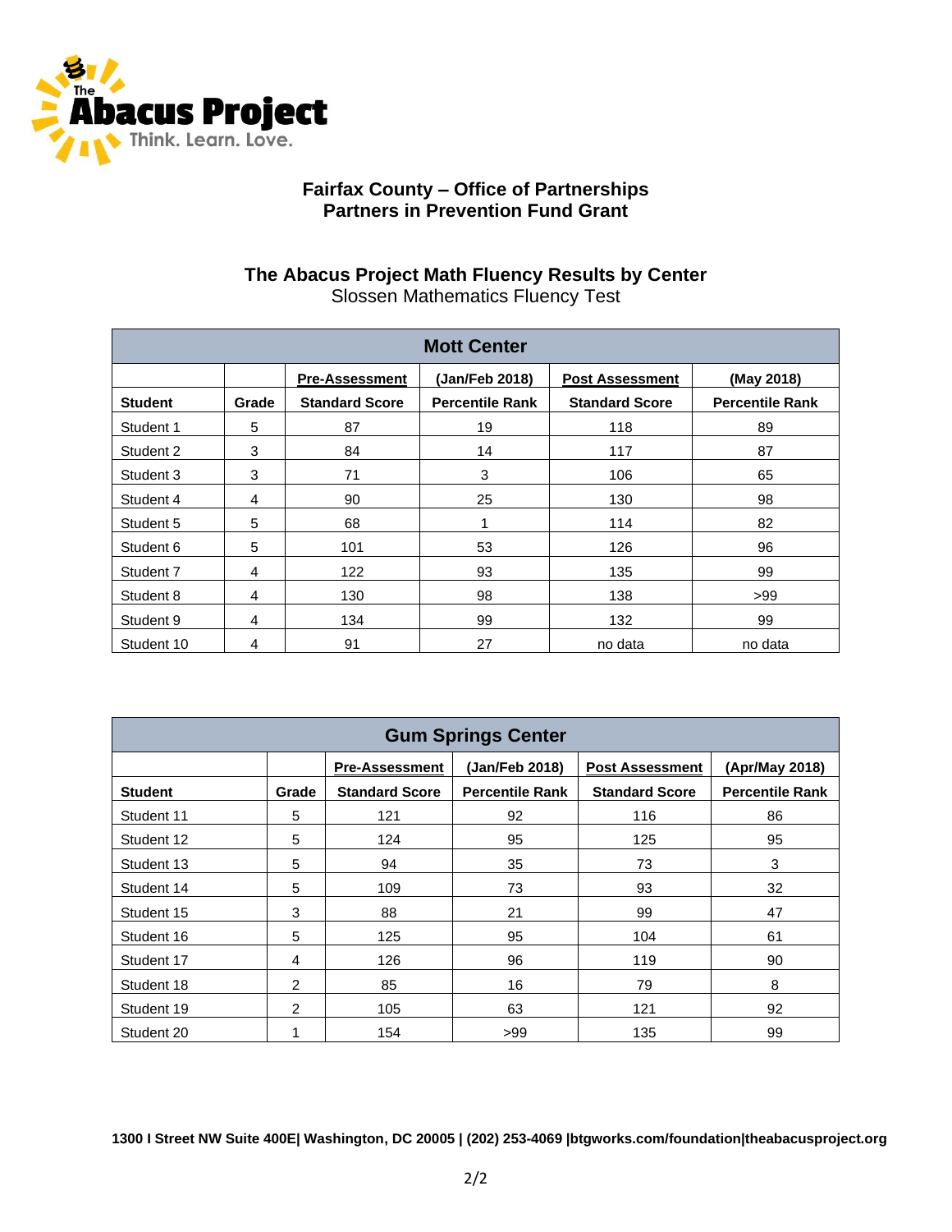The Abacus Project

Think. Learn. Love.

**Fairfax County – Office of Partnerships**
**Partners in Prevention Fund Grant**

**The Abacus Project Math Fluency Results by Center**
Slossen Mathematics Fluency Test

| Mott Center | | | | | |
|---|---|---|---|---|---|
| | | Pre-Assessment | (Jan/Feb 2018) | Post Assessment | (May 2018) |
| **Student** | **Grade** | **Standard Score** | **Percentile Rank** | **Standard Score** | **Percentile Rank** |
| Student 1 | 5 | 87 | 19 | 118 | 89 |
| Student 2 | 3 | 84 | 14 | 117 | 87 |
| Student 3 | 3 | 71 | 3 | 106 | 65 |
| Student 4 | 4 | 90 | 25 | 130 | 98 |
| Student 5 | 5 | 68 | 1 | 114 | 82 |
| Student 6 | 5 | 101 | 53 | 126 | 96 |
| Student 7 | 4 | 122 | 93 | 135 | 99 |
| Student 8 | 4 | 130 | 98 | 138 | >99 |
| Student 9 | 4 | 134 | 99 | 132 | 99 |
| Student 10 | 4 | 91 | 27 | no data | no data |

| Gum Springs Center | | | | | |
|---|---|---|---|---|---|
| | | Pre-Assessment | (Jan/Feb 2018) | Post Assessment | (Apr/May 2018) |
| **Student** | **Grade** | **Standard Score** | **Percentile Rank** | **Standard Score** | **Percentile Rank** |
| Student 11 | 5 | 121 | 92 | 116 | 86 |
| Student 12 | 5 | 124 | 95 | 125 | 95 |
| Student 13 | 5 | 94 | 35 | 73 | 3 |
| Student 14 | 5 | 109 | 73 | 93 | 32 |
| Student 15 | 3 | 88 | 21 | 99 | 47 |
| Student 16 | 5 | 125 | 95 | 104 | 61 |
| Student 17 | 4 | 126 | 96 | 119 | 90 |
| Student 18 | 2 | 85 | 16 | 79 | 8 |
| Student 19 | 2 | 105 | 63 | 121 | 92 |
| Student 20 | 1 | 154 | >99 | 135 | 99 |

**1300 I Street NW Suite 400E| Washington, DC 20005 | (202) 253-4069 |btgworks.com/foundation|theabacusproject.org**